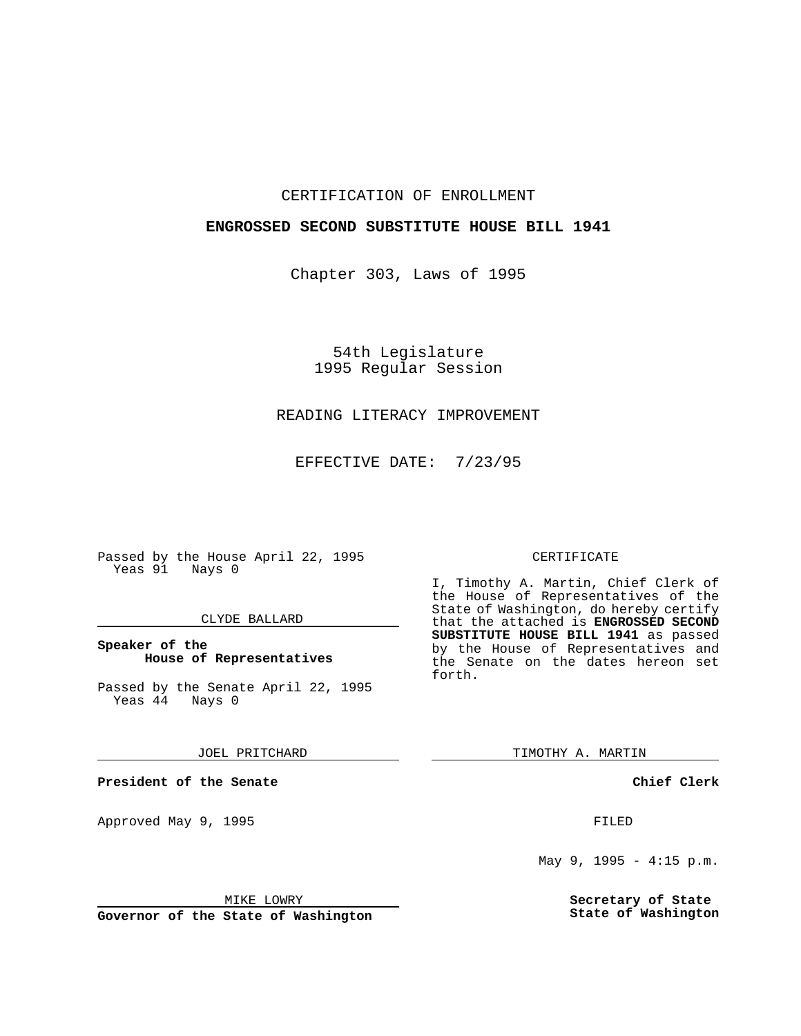CERTIFICATION OF ENROLLMENT

**ENGROSSED SECOND SUBSTITUTE HOUSE BILL 1941**

Chapter 303, Laws of 1995

54th Legislature
1995 Regular Session

READING LITERACY IMPROVEMENT

EFFECTIVE DATE: 7/23/95

Passed by the House April 22, 1995
Yeas 91 Nays 0

CLYDE BALLARD

**Speaker of the House of Representatives**

Passed by the Senate April 22, 1995
Yeas 44 Nays 0

JOEL PRITCHARD

**President of the Senate**

Approved May 9, 1995

MIKE LOWRY

**Governor of the State of Washington**

CERTIFICATE

I, Timothy A. Martin, Chief Clerk of the House of Representatives of the State of Washington, do hereby certify that the attached is **ENGROSSED SECOND SUBSTITUTE HOUSE BILL 1941** as passed by the House of Representatives and the Senate on the dates hereon set forth.

TIMOTHY A. MARTIN

**Chief Clerk**

FILED

May 9, 1995 - 4:15 p.m.

**Secretary of State
State of Washington**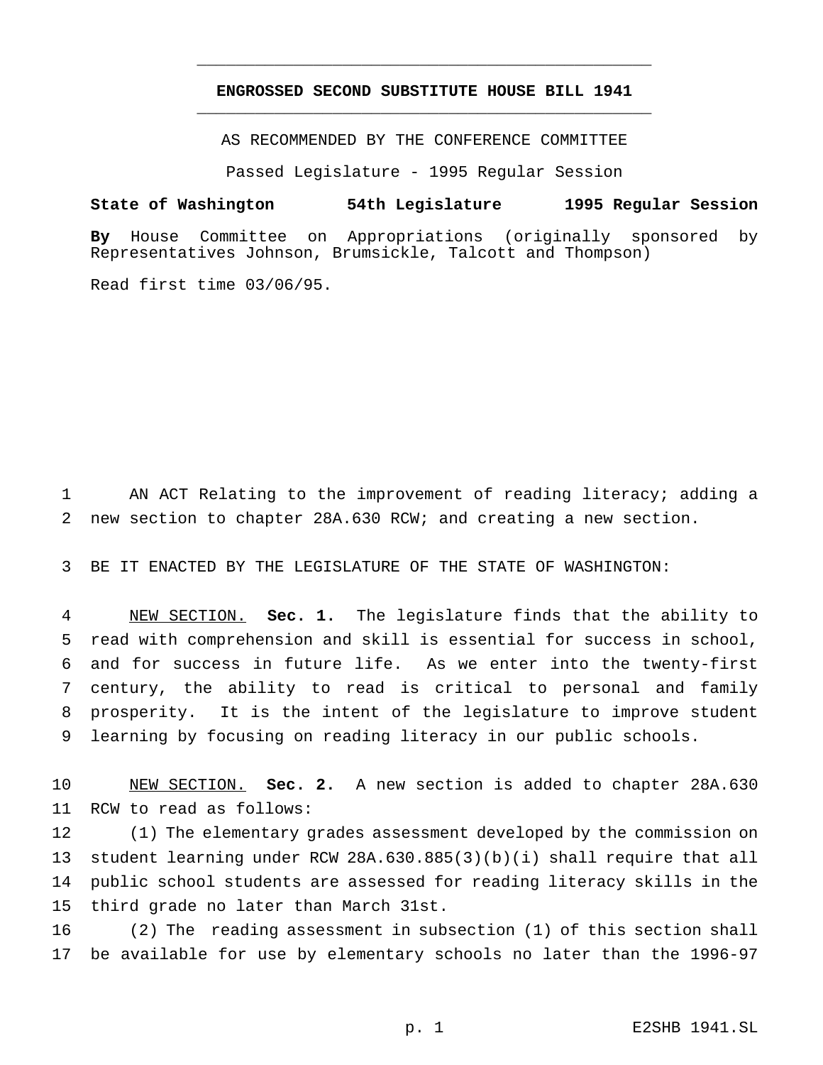# ENGROSSED SECOND SUBSTITUTE HOUSE BILL 1941

AS RECOMMENDED BY THE CONFERENCE COMMITTEE

Passed Legislature - 1995 Regular Session

**State of Washington 54th Legislature 1995 Regular Session**

**By** House Committee on Appropriations (originally sponsored by Representatives Johnson, Brumsickle, Talcott and Thompson)

Read first time 03/06/95.

AN ACT Relating to the improvement of reading literacy; adding a new section to chapter 28A.630 RCW; and creating a new section.

BE IT ENACTED BY THE LEGISLATURE OF THE STATE OF WASHINGTON:

NEW SECTION. **Sec. 1.** The legislature finds that the ability to read with comprehension and skill is essential for success in school, and for success in future life. As we enter into the twenty-first century, the ability to read is critical to personal and family prosperity. It is the intent of the legislature to improve student learning by focusing on reading literacy in our public schools.

NEW SECTION. **Sec. 2.** A new section is added to chapter 28A.630 RCW to read as follows:

(1) The elementary grades assessment developed by the commission on student learning under RCW 28A.630.885(3)(b)(i) shall require that all public school students are assessed for reading literacy skills in the third grade no later than March 31st.

(2) The reading assessment in subsection (1) of this section shall be available for use by elementary schools no later than the 1996-97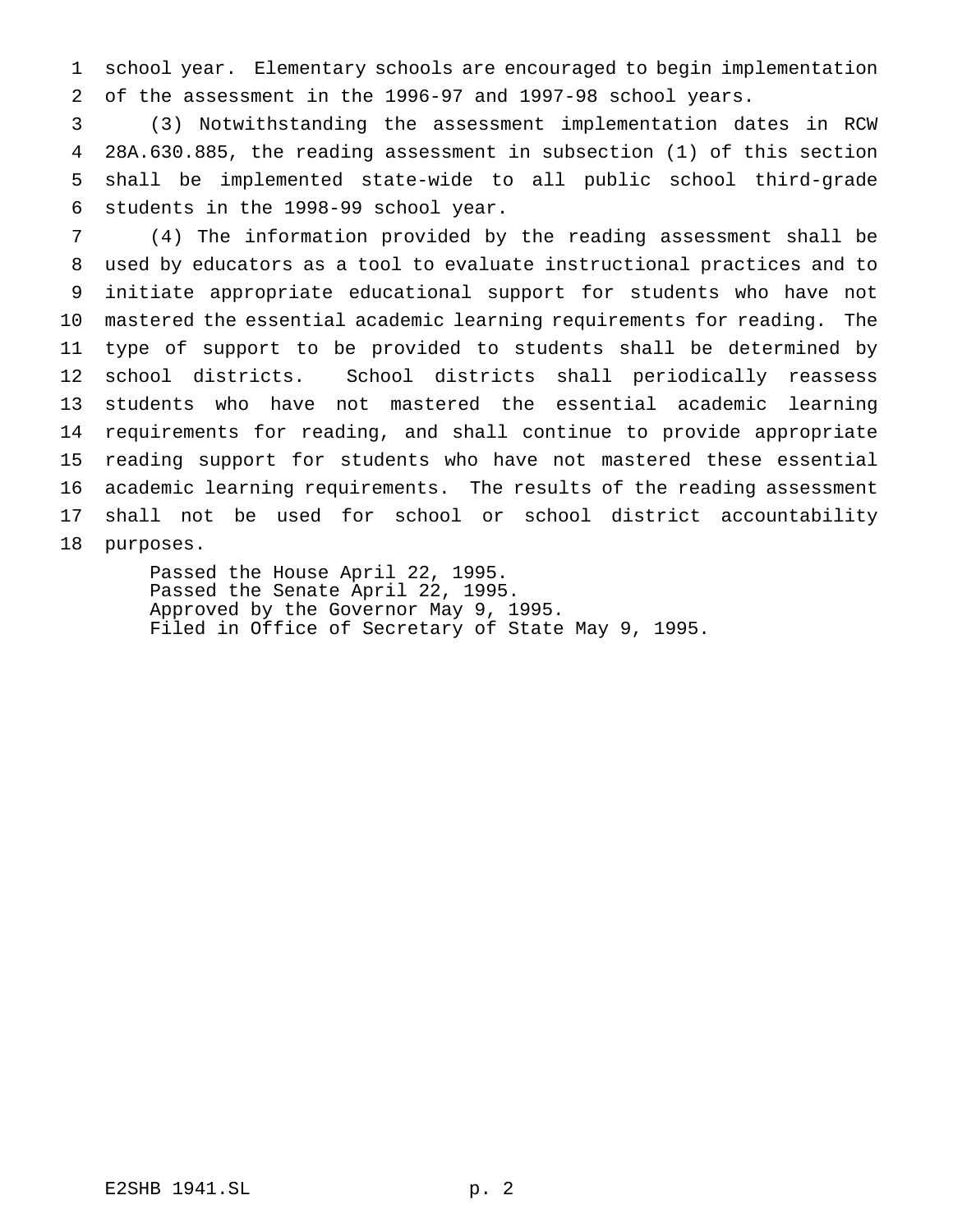school year. Elementary schools are encouraged to begin implementation of the assessment in the 1996-97 and 1997-98 school years.

(3) Notwithstanding the assessment implementation dates in RCW 28A.630.885, the reading assessment in subsection (1) of this section shall be implemented state-wide to all public school third-grade students in the 1998-99 school year.

(4) The information provided by the reading assessment shall be used by educators as a tool to evaluate instructional practices and to initiate appropriate educational support for students who have not mastered the essential academic learning requirements for reading. The type of support to be provided to students shall be determined by school districts. School districts shall periodically reassess students who have not mastered the essential academic learning requirements for reading, and shall continue to provide appropriate reading support for students who have not mastered these essential academic learning requirements. The results of the reading assessment shall not be used for school or school district accountability purposes.

Passed the House April 22, 1995.
Passed the Senate April 22, 1995.
Approved by the Governor May 9, 1995.
Filed in Office of Secretary of State May 9, 1995.